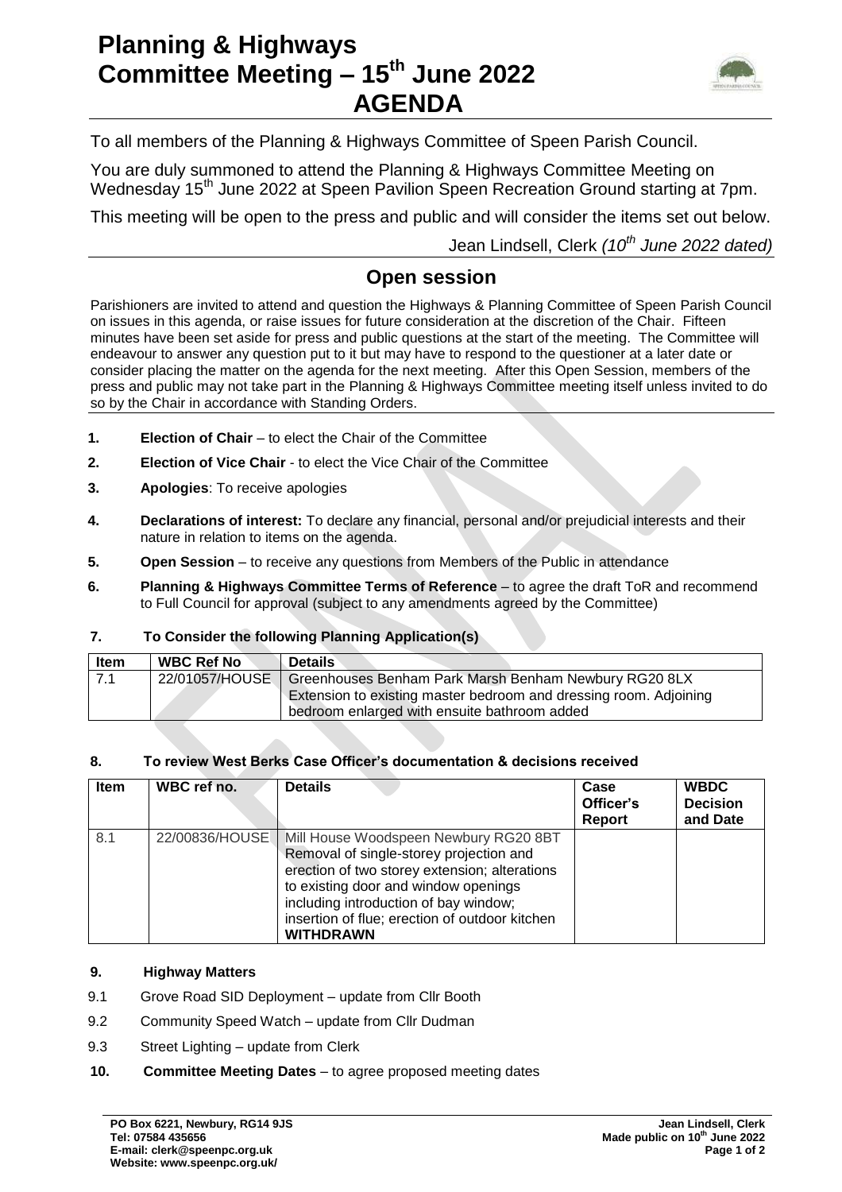# Planning & Highways Committee Meeting – 15th June 2022 AGENDA

To all members of the Planning & Highways Committee of Speen Parish Council.

You are duly summoned to attend the Planning & Highways Committee Meeting on Wednesday 15th June 2022 at Speen Pavilion Speen Recreation Ground starting at 7pm.

This meeting will be open to the press and public and will consider the items set out below.

Jean Lindsell, Clerk *(10th June 2022 dated)*

## Open session

Parishioners are invited to attend and question the Highways & Planning Committee of Speen Parish Council on issues in this agenda, or raise issues for future consideration at the discretion of the Chair. Fifteen minutes have been set aside for press and public questions at the start of the meeting. The Committee will endeavour to answer any question put to it but may have to respond to the questioner at a later date or consider placing the matter on the agenda for the next meeting. After this Open Session, members of the press and public may not take part in the Planning & Highways Committee meeting itself unless invited to do so by the Chair in accordance with Standing Orders.

1. **Election of Chair** – to elect the Chair of the Committee
2. **Election of Vice Chair** - to elect the Vice Chair of the Committee
3. **Apologies**: To receive apologies
4. **Declarations of interest:** To declare any financial, personal and/or prejudicial interests and their nature in relation to items on the agenda.
5. **Open Session** – to receive any questions from Members of the Public in attendance
6. **Planning & Highways Committee Terms of Reference** – to agree the draft ToR and recommend to Full Council for approval (subject to any amendments agreed by the Committee)
7. **To Consider the following Planning Application(s)**

| Item | WBC Ref No | Details |
|---|---|---|
| 7.1 | 22/01057/HOUSE | Greenhouses Benham Park Marsh Benham Newbury RG20 8LX Extension to existing master bedroom and dressing room. Adjoining bedroom enlarged with ensuite bathroom added |

8. **To review West Berks Case Officer's documentation & decisions received**

| Item | WBC ref no. | Details | Case Officer's Report | WBDC Decision and Date |
|---|---|---|---|---|
| 8.1 | 22/00836/HOUSE | Mill House Woodspeen Newbury RG20 8BT Removal of single-storey projection and erection of two storey extension; alterations to existing door and window openings including introduction of bay window; insertion of flue; erection of outdoor kitchen **WITHDRAWN** | | |

9. **Highway Matters**

9.1 Grove Road SID Deployment – update from Cllr Booth

9.2 Community Speed Watch – update from Cllr Dudman

9.3 Street Lighting – update from Clerk

10. **Committee Meeting Dates** – to agree proposed meeting dates

PO Box 6221, Newbury, RG14 9JS
Tel: 07584 435656
E-mail: clerk@speenpc.org.uk
Website: www.speenpc.org.uk/

Jean Lindsell, Clerk
Made public on 10th June 2022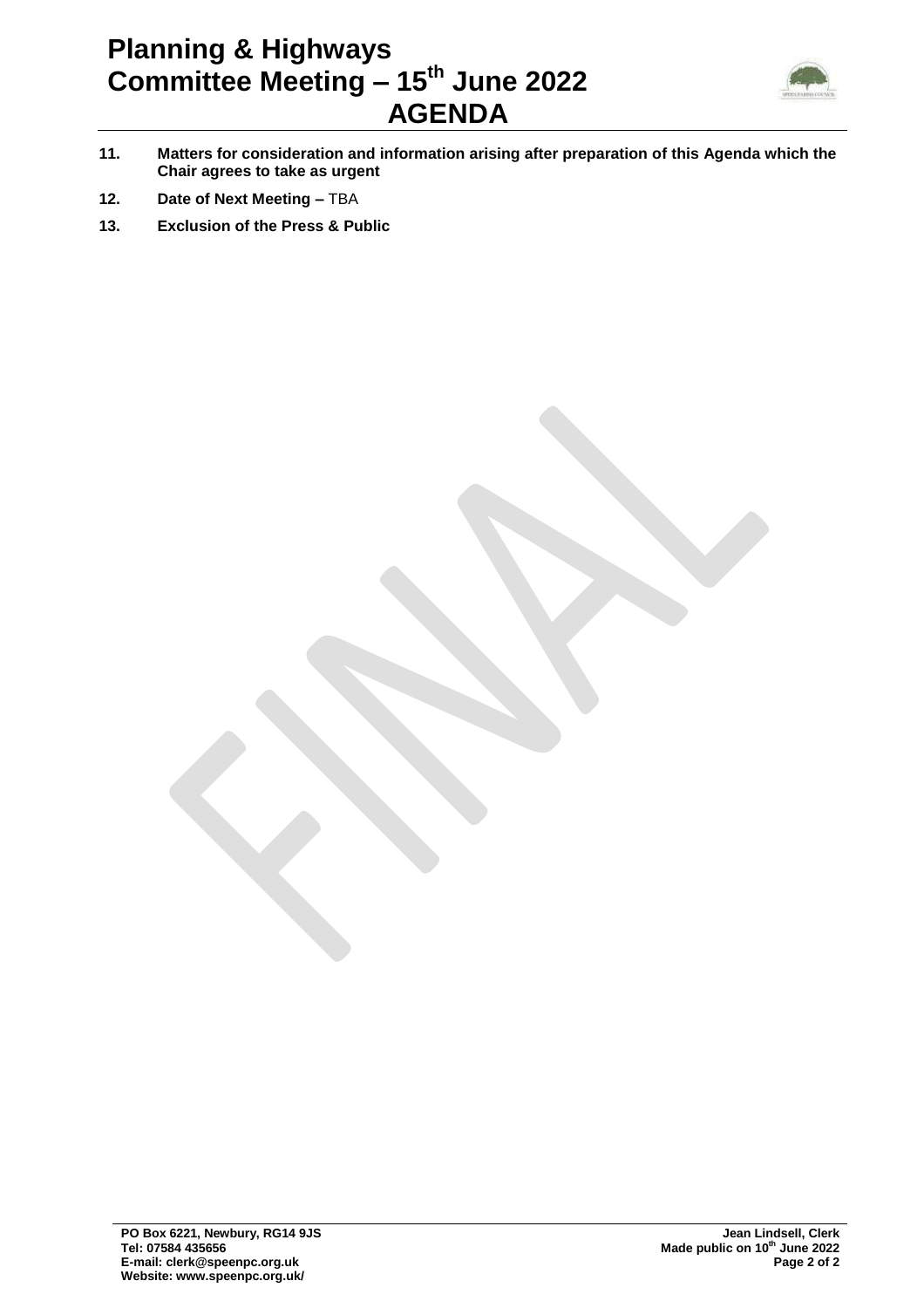**11. Matters for consideration and information arising after preparation of this Agenda which the Chair agrees to take as urgent**

**12. Date of Next Meeting –** TBA

**13. Exclusion of the Press & Public**

FINAL

**PO Box 6221, Newbury, RG14 9JS**
**Tel: 07584 435656**
**E-mail: clerk@speenpc.org.uk**
**Website: www.speenpc.org.uk/**

**Jean Lindsell, Clerk**
**Made public on 10th June 2022**